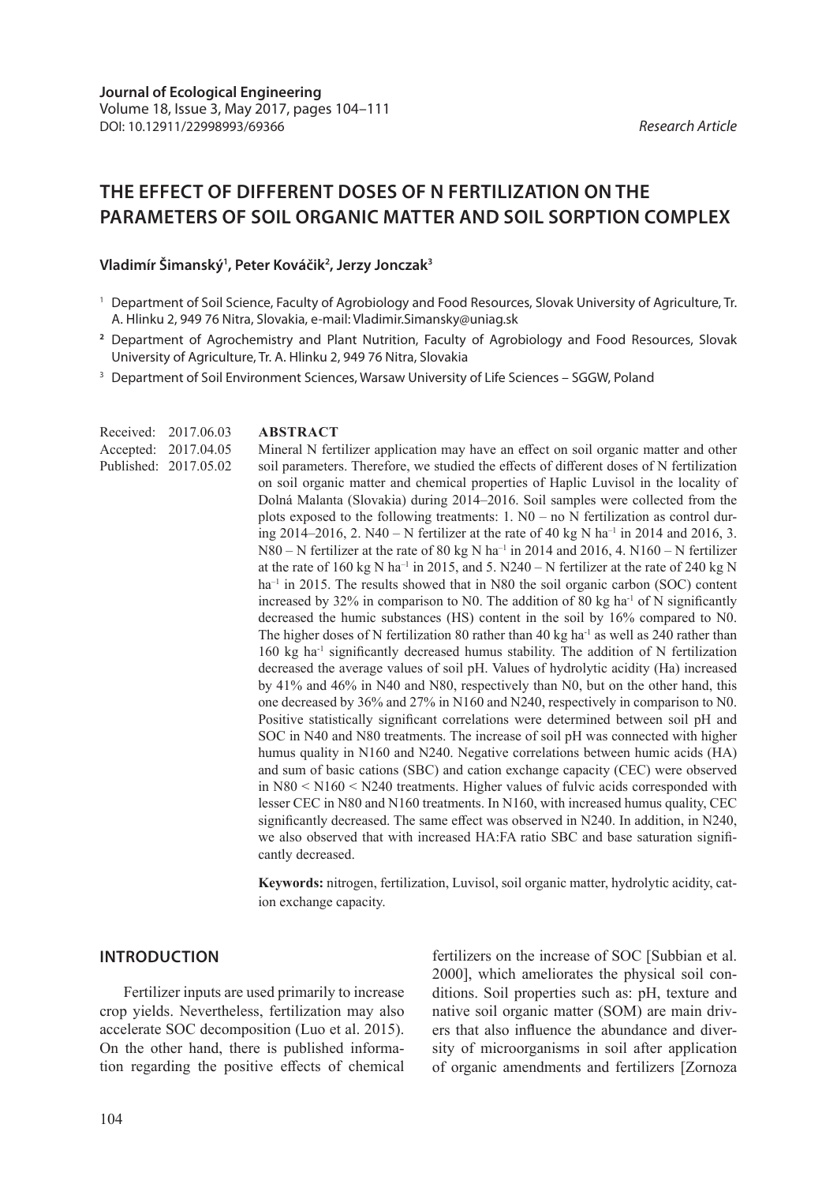**Journal of Ecological Engineering**
Volume 18, Issue 3, May 2017, pages 104–111
DOI: 10.12911/22998993/69366

*Research Article*

# THE EFFECT OF DIFFERENT DOSES OF N FERTILIZATION ON THE PARAMETERS OF SOIL ORGANIC MATTER AND SOIL SORPTION COMPLEX

**Vladimír Šimanský[1], Peter Kováčik[2], Jerzy Jonczak[3]**

[1] Department of Soil Science, Faculty of Agrobiology and Food Resources, Slovak University of Agriculture, Tr. A. Hlinku 2, 949 76 Nitra, Slovakia, e-mail: Vladimir.Simansky@uniag.sk

[2] Department of Agrochemistry and Plant Nutrition, Faculty of Agrobiology and Food Resources, Slovak University of Agriculture, Tr. A. Hlinku 2, 949 76 Nitra, Slovakia

[3] Department of Soil Environment Sciences, Warsaw University of Life Sciences – SGGW, Poland

Received: 2017.06.03
Accepted: 2017.04.05
Published: 2017.05.02

## ABSTRACT

Mineral N fertilizer application may have an effect on soil organic matter and other soil parameters. Therefore, we studied the effects of different doses of N fertilization on soil organic matter and chemical properties of Haplic Luvisol in the locality of Dolná Malanta (Slovakia) during 2014–2016. Soil samples were collected from the plots exposed to the following treatments: 1. N0 – no N fertilization as control during 2014–2016, 2. N40 – N fertilizer at the rate of 40 kg N $ha^{-1}$ in 2014 and 2016, 3. N80 – N fertilizer at the rate of 80 kg N $ha^{-1}$ in 2014 and 2016, 4. N160 – N fertilizer at the rate of 160 kg N $ha^{-1}$ in 2015, and 5. N240 – N fertilizer at the rate of 240 kg N $ha^{-1}$ in 2015. The results showed that in N80 the soil organic carbon (SOC) content increased by 32% in comparison to N0. The addition of 80 kg $ha^{-1}$ of N significantly decreased the humic substances (HS) content in the soil by 16% compared to N0. The higher doses of N fertilization 80 rather than 40 kg $ha^{-1}$ as well as 240 rather than 160 kg $ha^{-1}$ significantly decreased humus stability. The addition of N fertilization decreased the average values of soil pH. Values of hydrolytic acidity (Ha) increased by 41% and 46% in N40 and N80, respectively than N0, but on the other hand, this one decreased by 36% and 27% in N160 and N240, respectively in comparison to N0. Positive statistically significant correlations were determined between soil pH and SOC in N40 and N80 treatments. The increase of soil pH was connected with higher humus quality in N160 and N240. Negative correlations between humic acids (HA) and sum of basic cations (SBC) and cation exchange capacity (CEC) were observed in N80 < N160 < N240 treatments. Higher values of fulvic acids corresponded with lesser CEC in N80 and N160 treatments. In N160, with increased humus quality, CEC significantly decreased. The same effect was observed in N240. In addition, in N240, we also observed that with increased HA:FA ratio SBC and base saturation significantly decreased.

**Keywords:** nitrogen, fertilization, Luvisol, soil organic matter, hydrolytic acidity, cation exchange capacity.

## INTRODUCTION

Fertilizer inputs are used primarily to increase crop yields. Nevertheless, fertilization may also accelerate SOC decomposition (Luo et al. 2015). On the other hand, there is published information regarding the positive effects of chemical fertilizers on the increase of SOC [Subbian et al. 2000], which ameliorates the physical soil conditions. Soil properties such as: pH, texture and native soil organic matter (SOM) are main drivers that also influence the abundance and diversity of microorganisms in soil after application of organic amendments and fertilizers [Zornoza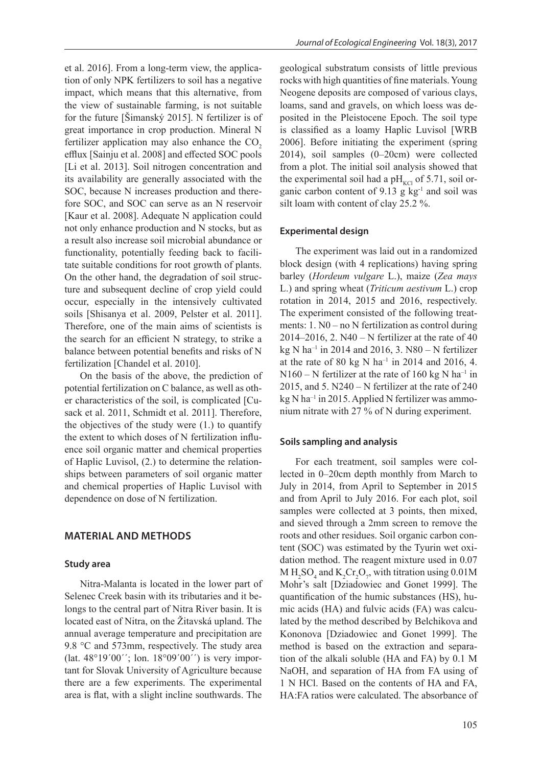et al. 2016]. From a long-term view, the application of only NPK fertilizers to soil has a negative impact, which means that this alternative, from the view of sustainable farming, is not suitable for the future [Šimanský 2015]. N fertilizer is of great importance in crop production. Mineral N fertilizer application may also enhance the $CO_2$ efflux [Sainju et al. 2008] and effected SOC pools [Li et al. 2013]. Soil nitrogen concentration and its availability are generally associated with the SOC, because N increases production and therefore SOC, and SOC can serve as an N reservoir [Kaur et al. 2008]. Adequate N application could not only enhance production and N stocks, but as a result also increase soil microbial abundance or functionality, potentially feeding back to facilitate suitable conditions for root growth of plants. On the other hand, the degradation of soil structure and subsequent decline of crop yield could occur, especially in the intensively cultivated soils [Shisanya et al. 2009, Pelster et al. 2011]. Therefore, one of the main aims of scientists is the search for an efficient N strategy, to strike a balance between potential benefits and risks of N fertilization [Chandel et al. 2010].

On the basis of the above, the prediction of potential fertilization on C balance, as well as other characteristics of the soil, is complicated [Cusack et al. 2011, Schmidt et al. 2011]. Therefore, the objectives of the study were (1.) to quantify the extent to which doses of N fertilization influence soil organic matter and chemical properties of Haplic Luvisol, (2.) to determine the relationships between parameters of soil organic matter and chemical properties of Haplic Luvisol with dependence on dose of N fertilization.

## MATERIAL AND METHODS

### Study area

Nitra-Malanta is located in the lower part of Selenec Creek basin with its tributaries and it belongs to the central part of Nitra River basin. It is located east of Nitra, on the Žitavská upland. The annual average temperature and precipitation are 9.8 °C and 573mm, respectively. The study area (lat. 48°19´00´´; lon. 18°09´00´´) is very important for Slovak University of Agriculture because there are a few experiments. The experimental area is flat, with a slight incline southwards. The geological substratum consists of little previous rocks with high quantities of fine materials. Young Neogene deposits are composed of various clays, loams, sand and gravels, on which loess was deposited in the Pleistocene Epoch. The soil type is classified as a loamy Haplic Luvisol [WRB 2006]. Before initiating the experiment (spring 2014), soil samples (0–20cm) were collected from a plot. The initial soil analysis showed that the experimental soil had a $pH_{KCl}$ of 5.71, soil organic carbon content of 9.13 g kg$^{-1}$ and soil was silt loam with content of clay 25.2 %.

### Experimental design

The experiment was laid out in a randomized block design (with 4 replications) having spring barley (*Hordeum vulgare* L.), maize (*Zea mays* L.) and spring wheat (*Triticum aestivum* L.) crop rotation in 2014, 2015 and 2016, respectively. The experiment consisted of the following treatments: 1. N0 – no N fertilization as control during 2014–2016, 2. N40 – N fertilizer at the rate of 40 kg N ha$^{-1}$ in 2014 and 2016, 3. N80 – N fertilizer at the rate of 80 kg N ha$^{-1}$ in 2014 and 2016, 4. N160 – N fertilizer at the rate of 160 kg N ha$^{-1}$ in 2015, and 5. N240 – N fertilizer at the rate of 240 kg N ha$^{-1}$ in 2015. Applied N fertilizer was ammonium nitrate with 27 % of N during experiment.

### Soils sampling and analysis

For each treatment, soil samples were collected in 0–20cm depth monthly from March to July in 2014, from April to September in 2015 and from April to July 2016. For each plot, soil samples were collected at 3 points, then mixed, and sieved through a 2mm screen to remove the roots and other residues. Soil organic carbon content (SOC) was estimated by the Tyurin wet oxidation method. The reagent mixture used in 0.07 M $H_2SO_4$ and $K_2Cr_2O_7$, with titration using 0.01M Mohr's salt [Dziadowiec and Gonet 1999]. The quantification of the humic substances (HS), humic acids (HA) and fulvic acids (FA) was calculated by the method described by Belchikova and Kononova [Dziadowiec and Gonet 1999]. The method is based on the extraction and separation of the alkali soluble (HA and FA) by 0.1 M NaOH, and separation of HA from FA using of 1 N HCl. Based on the contents of HA and FA, HA:FA ratios were calculated. The absorbance of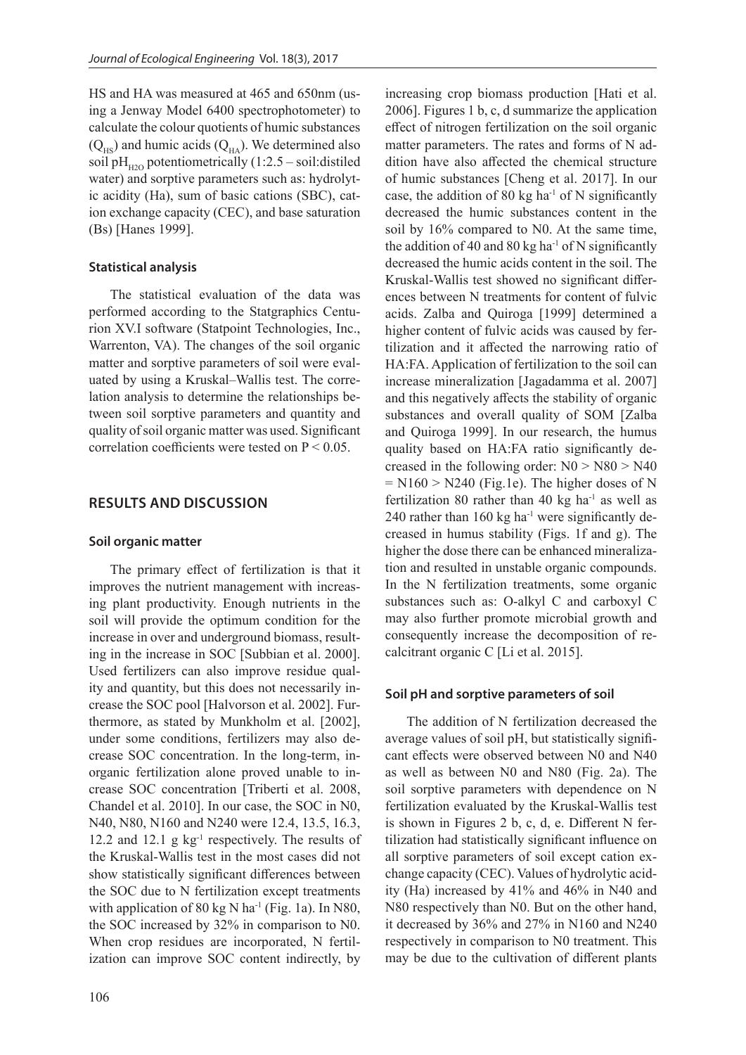HS and HA was measured at 465 and 650nm (using a Jenway Model 6400 spectrophotometer) to calculate the colour quotients of humic substances ($Q_{HS}$) and humic acids ($Q_{HA}$). We determined also soil $pH_{H2O}$ potentiometrically (1:2.5 – soil:distiled water) and sorptive parameters such as: hydrolytic acidity (Ha), sum of basic cations (SBC), cation exchange capacity (CEC), and base saturation (Bs) [Hanes 1999].

### Statistical analysis

The statistical evaluation of the data was performed according to the Statgraphics Centurion XV.I software (Statpoint Technologies, Inc., Warrenton, VA). The changes of the soil organic matter and sorptive parameters of soil were evaluated by using a Kruskal–Wallis test. The correlation analysis to determine the relationships between soil sorptive parameters and quantity and quality of soil organic matter was used. Significant correlation coefficients were tested on $P < 0.05$.

## RESULTS AND DISCUSSION

### Soil organic matter

The primary effect of fertilization is that it improves the nutrient management with increasing plant productivity. Enough nutrients in the soil will provide the optimum condition for the increase in over and underground biomass, resulting in the increase in SOC [Subbian et al. 2000]. Used fertilizers can also improve residue quality and quantity, but this does not necessarily increase the SOC pool [Halvorson et al. 2002]. Furthermore, as stated by Munkholm et al. [2002], under some conditions, fertilizers may also decrease SOC concentration. In the long-term, inorganic fertilization alone proved unable to increase SOC concentration [Triberti et al. 2008, Chandel et al. 2010]. In our case, the SOC in N0, N40, N80, N160 and N240 were 12.4, 13.5, 16.3, 12.2 and 12.1 g $kg^{-1}$ respectively. The results of the Kruskal-Wallis test in the most cases did not show statistically significant differences between the SOC due to N fertilization except treatments with application of 80 kg N $ha^{-1}$ (Fig. 1a). In N80, the SOC increased by 32% in comparison to N0. When crop residues are incorporated, N fertilization can improve SOC content indirectly, by increasing crop biomass production [Hati et al. 2006]. Figures 1 b, c, d summarize the application effect of nitrogen fertilization on the soil organic matter parameters. The rates and forms of N addition have also affected the chemical structure of humic substances [Cheng et al. 2017]. In our case, the addition of 80 kg $ha^{-1}$ of N significantly decreased the humic substances content in the soil by 16% compared to N0. At the same time, the addition of 40 and 80 kg $ha^{-1}$ of N significantly decreased the humic acids content in the soil. The Kruskal-Wallis test showed no significant differences between N treatments for content of fulvic acids. Zalba and Quiroga [1999] determined a higher content of fulvic acids was caused by fertilization and it affected the narrowing ratio of HA:FA. Application of fertilization to the soil can increase mineralization [Jagadamma et al. 2007] and this negatively affects the stability of organic substances and overall quality of SOM [Zalba and Quiroga 1999]. In our research, the humus quality based on HA:FA ratio significantly decreased in the following order: N0 > N80 > N40 = N160 > N240 (Fig.1e). The higher doses of N fertilization 80 rather than 40 kg $ha^{-1}$ as well as 240 rather than 160 kg $ha^{-1}$ were significantly decreased in humus stability (Figs. 1f and g). The higher the dose there can be enhanced mineralization and resulted in unstable organic compounds. In the N fertilization treatments, some organic substances such as: O-alkyl C and carboxyl C may also further promote microbial growth and consequently increase the decomposition of recalcitrant organic C [Li et al. 2015].

### Soil pH and sorptive parameters of soil

The addition of N fertilization decreased the average values of soil pH, but statistically significant effects were observed between N0 and N40 as well as between N0 and N80 (Fig. 2a). The soil sorptive parameters with dependence on N fertilization evaluated by the Kruskal-Wallis test is shown in Figures 2 b, c, d, e. Different N fertilization had statistically significant influence on all sorptive parameters of soil except cation exchange capacity (CEC). Values of hydrolytic acidity (Ha) increased by 41% and 46% in N40 and N80 respectively than N0. But on the other hand, it decreased by 36% and 27% in N160 and N240 respectively in comparison to N0 treatment. This may be due to the cultivation of different plants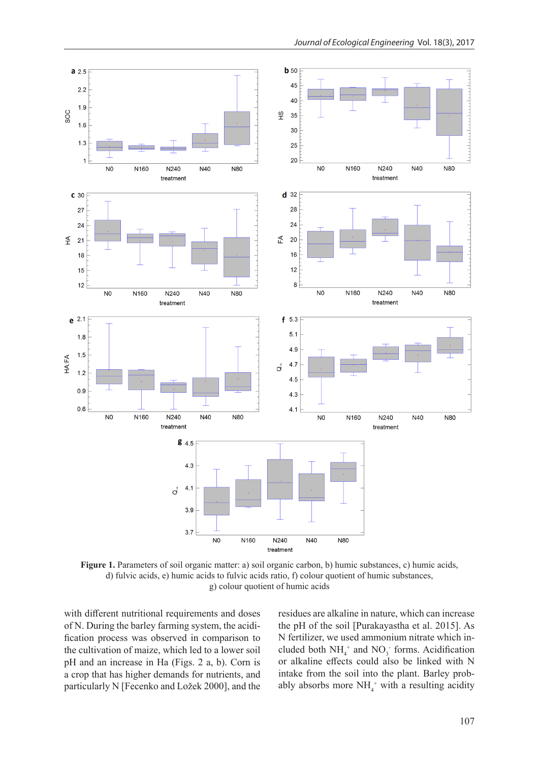**Figure 1.** Parameters of soil organic matter: a) soil organic carbon, b) humic substances, c) humic acids, d) fulvic acids, e) humic acids to fulvic acids ratio, f) colour quotient of humic substances, g) colour quotient of humic acids

with different nutritional requirements and doses of N. During the barley farming system, the acidification process was observed in comparison to the cultivation of maize, which led to a lower soil pH and an increase in Ha (Figs. 2 a, b). Corn is a crop that has higher demands for nutrients, and particularly N [Fecenko and Ložek 2000], and the residues are alkaline in nature, which can increase the pH of the soil [Purakayastha et al. 2015]. As N fertilizer, we used ammonium nitrate which included both $NH_4^+$ and $NO_3^-$ forms. Acidification or alkaline effects could also be linked with N intake from the soil into the plant. Barley probably absorbs more $NH_4^+$ with a resulting acidity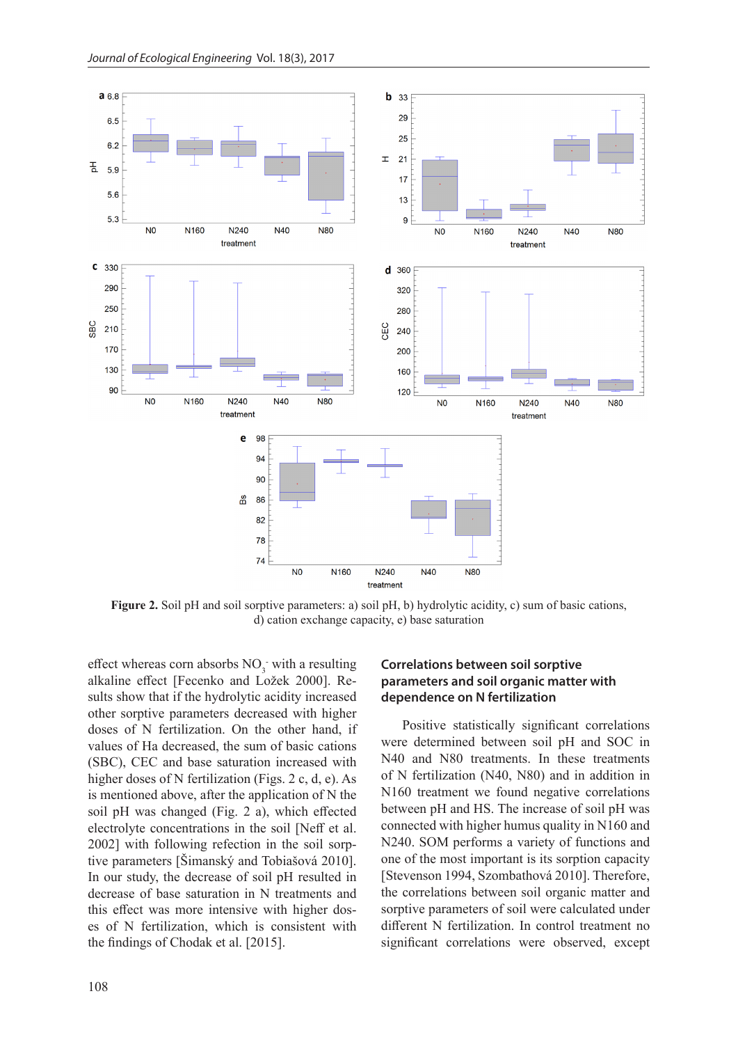Figure 2. Soil pH and soil sorptive parameters: a) soil pH, b) hydrolytic acidity, c) sum of basic cations, d) cation exchange capacity, e) base saturation

effect whereas corn absorbs $NO_3^-$ with a resulting alkaline effect [Fecenko and Ložek 2000]. Results show that if the hydrolytic acidity increased other sorptive parameters decreased with higher doses of N fertilization. On the other hand, if values of Ha decreased, the sum of basic cations (SBC), CEC and base saturation increased with higher doses of N fertilization (Figs. 2 c, d, e). As is mentioned above, after the application of N the soil pH was changed (Fig. 2 a), which effected electrolyte concentrations in the soil [Neff et al. 2002] with following reflection in the soil sorptive parameters [Šimanský and Tobiašová 2010]. In our study, the decrease of soil pH resulted in decrease of base saturation in N treatments and this effect was more intensive with higher doses of N fertilization, which is consistent with the findings of Chodak et al. [2015].

## Correlations between soil sorptive parameters and soil organic matter with dependence on N fertilization

Positive statistically significant correlations were determined between soil pH and SOC in N40 and N80 treatments. In these treatments of N fertilization (N40, N80) and in addition in N160 treatment we found negative correlations between pH and HS. The increase of soil pH was connected with higher humus quality in N160 and N240. SOM performs a variety of functions and one of the most important is its sorption capacity [Stevenson 1994, Szombathová 2010]. Therefore, the correlations between soil organic matter and sorptive parameters of soil were calculated under different N fertilization. In control treatment no significant correlations were observed, except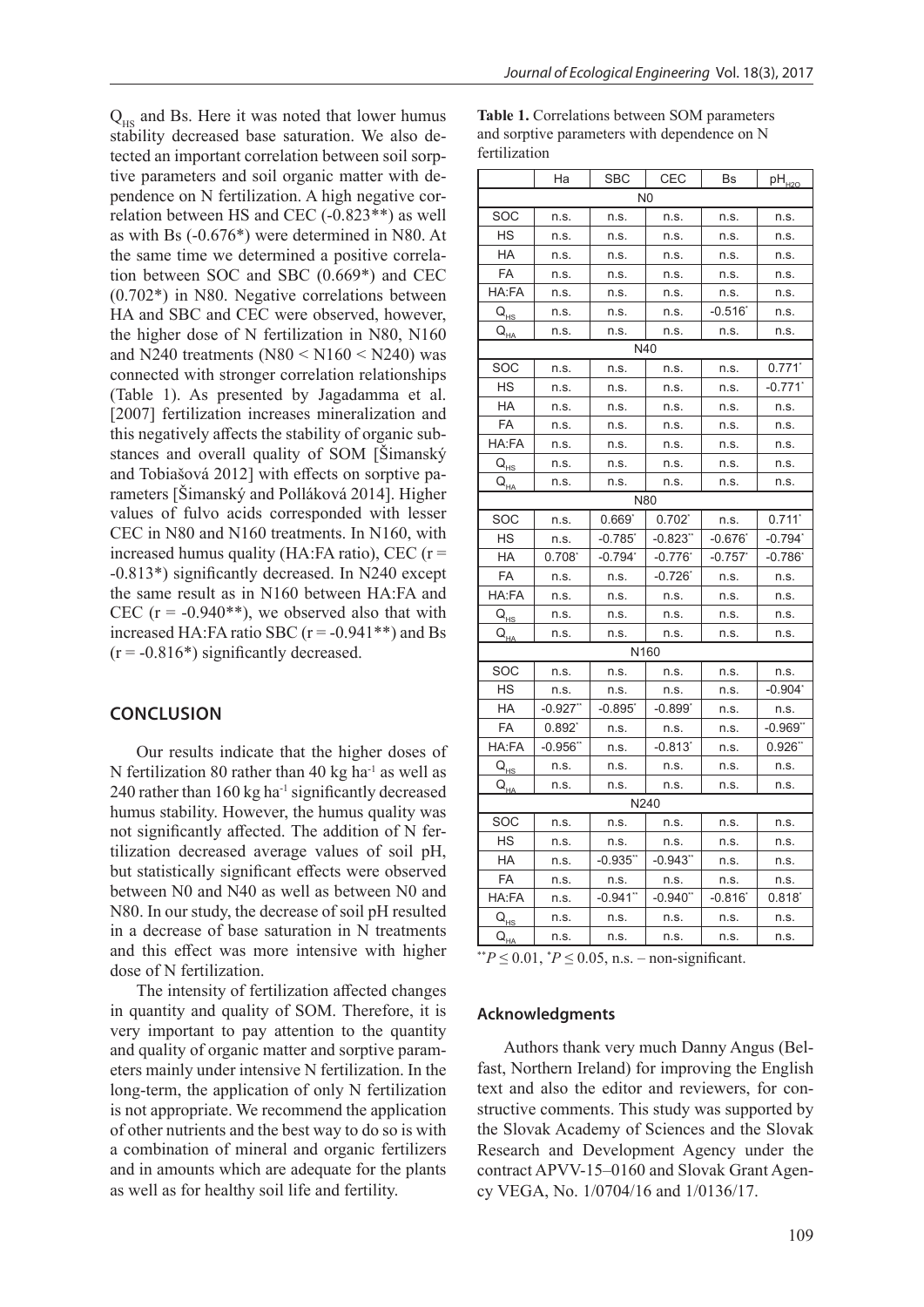$Q_{HS}$ and Bs. Here it was noted that lower humus stability decreased base saturation. We also detected an important correlation between soil sorptive parameters and soil organic matter with dependence on N fertilization. A high negative correlation between HS and CEC (-0.823**) as well as with Bs (-0.676*) were determined in N80. At the same time we determined a positive correlation between SOC and SBC (0.669*) and CEC (0.702*) in N80. Negative correlations between HA and SBC and CEC were observed, however, the higher dose of N fertilization in N80, N160 and N240 treatments (N80 < N160 < N240) was connected with stronger correlation relationships (Table 1). As presented by Jagadamma et al. [2007] fertilization increases mineralization and this negatively affects the stability of organic substances and overall quality of SOM [Šimanský and Tobiašová 2012] with effects on sorptive parameters [Šimanský and Polláková 2014]. Higher values of fulvo acids corresponded with lesser CEC in N80 and N160 treatments. In N160, with increased humus quality (HA:FA ratio), CEC (r = -0.813*) significantly decreased. In N240 except the same result as in N160 between HA:FA and CEC (r = -0.940**), we observed also that with increased HA:FA ratio SBC (r = -0.941**) and Bs (r = -0.816*) significantly decreased.

## CONCLUSION

Our results indicate that the higher doses of N fertilization 80 rather than 40 kg ha$^{-1}$ as well as 240 rather than 160 kg ha$^{-1}$ significantly decreased humus stability. However, the humus quality was not significantly affected. The addition of N fertilization decreased average values of soil pH, but statistically significant effects were observed between N0 and N40 as well as between N0 and N80. In our study, the decrease of soil pH resulted in a decrease of base saturation in N treatments and this effect was more intensive with higher dose of N fertilization.

The intensity of fertilization affected changes in quantity and quality of SOM. Therefore, it is very important to pay attention to the quantity and quality of organic matter and sorptive parameters mainly under intensive N fertilization. In the long-term, the application of only N fertilization is not appropriate. We recommend the application of other nutrients and the best way to do so is with a combination of mineral and organic fertilizers and in amounts which are adequate for the plants as well as for healthy soil life and fertility.

**Table 1.** Correlations between SOM parameters and sorptive parameters with dependence on N fertilization

| | Ha | SBC | CEC | Bs | $pH_{H2O}$ |
|---|---|---|---|---|---|
| N0 | | | | | |
| SOC | n.s. | n.s. | n.s. | n.s. | n.s. |
| HS | n.s. | n.s. | n.s. | n.s. | n.s. |
| HA | n.s. | n.s. | n.s. | n.s. | n.s. |
| FA | n.s. | n.s. | n.s. | n.s. | n.s. |
| HA:FA | n.s. | n.s. | n.s. | n.s. | n.s. |
| $Q_{HS}$ | n.s. | n.s. | n.s. | -0.516* | n.s. |
| $Q_{HA}$ | n.s. | n.s. | n.s. | n.s. | n.s. |
| N40 | | | | | |
| SOC | n.s. | n.s. | n.s. | n.s. | 0.771* |
| HS | n.s. | n.s. | n.s. | n.s. | -0.771* |
| HA | n.s. | n.s. | n.s. | n.s. | n.s. |
| FA | n.s. | n.s. | n.s. | n.s. | n.s. |
| HA:FA | n.s. | n.s. | n.s. | n.s. | n.s. |
| $Q_{HS}$ | n.s. | n.s. | n.s. | n.s. | n.s. |
| $Q_{HA}$ | n.s. | n.s. | n.s. | n.s. | n.s. |
| N80 | | | | | |
| SOC | n.s. | 0.669* | 0.702* | n.s. | 0.711* |
| HS | n.s. | -0.785* | -0.823** | -0.676* | -0.794* |
| HA | 0.708* | -0.794* | -0.776* | -0.757* | -0.786* |
| FA | n.s. | n.s. | -0.726* | n.s. | n.s. |
| HA:FA | n.s. | n.s. | n.s. | n.s. | n.s. |
| $Q_{HS}$ | n.s. | n.s. | n.s. | n.s. | n.s. |
| $Q_{HA}$ | n.s. | n.s. | n.s. | n.s. | n.s. |
| N160 | | | | | |
| SOC | n.s. | n.s. | n.s. | n.s. | n.s. |
| HS | n.s. | n.s. | n.s. | n.s. | -0.904* |
| HA | -0.927** | -0.895* | -0.899* | n.s. | n.s. |
| FA | 0.892* | n.s. | n.s. | n.s. | -0.969** |
| HA:FA | -0.956** | n.s. | -0.813* | n.s. | 0.926** |
| $Q_{HS}$ | n.s. | n.s. | n.s. | n.s. | n.s. |
| $Q_{HA}$ | n.s. | n.s. | n.s. | n.s. | n.s. |
| N240 | | | | | |
| SOC | n.s. | n.s. | n.s. | n.s. | n.s. |
| HS | n.s. | n.s. | n.s. | n.s. | n.s. |
| HA | n.s. | -0.935** | -0.943** | n.s. | n.s. |
| FA | n.s. | n.s. | n.s. | n.s. | n.s. |
| HA:FA | n.s. | -0.941** | -0.940** | -0.816* | 0.818* |
| $Q_{HS}$ | n.s. | n.s. | n.s. | n.s. | n.s. |
| $Q_{HA}$ | n.s. | n.s. | n.s. | n.s. | n.s. |

**$P \leq 0.01$, *$P \leq 0.05$, n.s. – non-significant.

### Acknowledgments

Authors thank very much Danny Angus (Belfast, Northern Ireland) for improving the English text and also the editor and reviewers, for constructive comments. This study was supported by the Slovak Academy of Sciences and the Slovak Research and Development Agency under the contract APVV-15–0160 and Slovak Grant Agency VEGA, No. 1/0704/16 and 1/0136/17.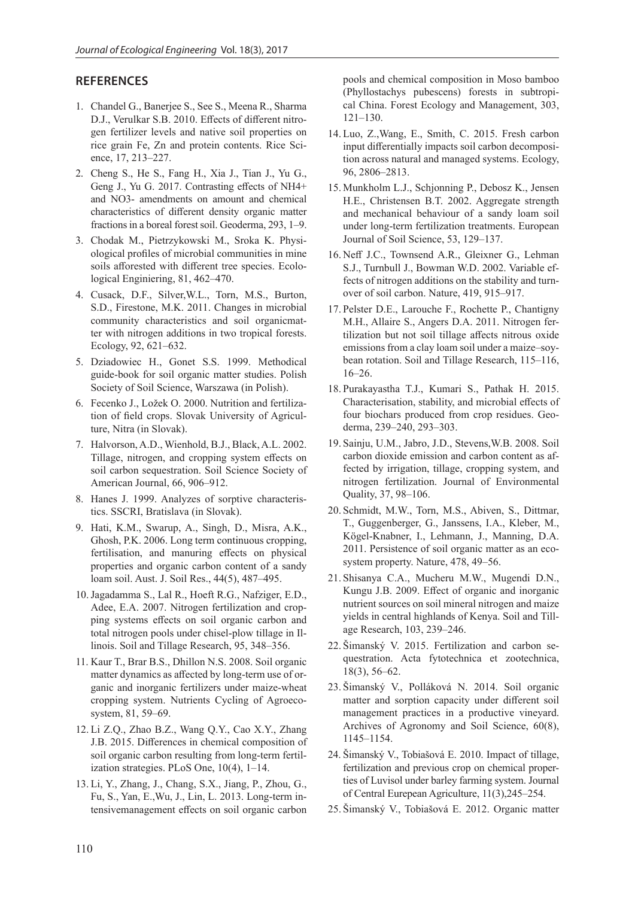## REFERENCES

1. Chandel G., Banerjee S., See S., Meena R., Sharma D.J., Verulkar S.B. 2010. Effects of different nitrogen fertilizer levels and native soil properties on rice grain Fe, Zn and protein contents. Rice Science, 17, 213–227.
2. Cheng S., He S., Fang H., Xia J., Tian J., Yu G., Geng J., Yu G. 2017. Contrasting effects of NH4+ and NO3- amendments on amount and chemical characteristics of different density organic matter fractions in a boreal forest soil. Geoderma, 293, 1–9.
3. Chodak M., Pietrzykowski M., Sroka K. Physiological profiles of microbial communities in mine soils afforested with different tree species. Ecological Enginiering, 81, 462–470.
4. Cusack, D.F., Silver,W.L., Torn, M.S., Burton, S.D., Firestone, M.K. 2011. Changes in microbial community characteristics and soil organicmatter with nitrogen additions in two tropical forests. Ecology, 92, 621–632.
5. Dziadowiec H., Gonet S.S. 1999. Methodical guide-book for soil organic matter studies. Polish Society of Soil Science, Warszawa (in Polish).
6. Fecenko J., Ložek O. 2000. Nutrition and fertilization of field crops. Slovak University of Agriculture, Nitra (in Slovak).
7. Halvorson, A.D., Wienhold, B.J., Black, A.L. 2002. Tillage, nitrogen, and cropping system effects on soil carbon sequestration. Soil Science Society of American Journal, 66, 906–912.
8. Hanes J. 1999. Analyzes of sorptive characteristics. SSCRI, Bratislava (in Slovak).
9. Hati, K.M., Swarup, A., Singh, D., Misra, A.K., Ghosh, P.K. 2006. Long term continuous cropping, fertilisation, and manuring effects on physical properties and organic carbon content of a sandy loam soil. Aust. J. Soil Res., 44(5), 487–495.
10. Jagadamma S., Lal R., Hoeft R.G., Nafziger, E.D., Adee, E.A. 2007. Nitrogen fertilization and cropping systems effects on soil organic carbon and total nitrogen pools under chisel-plow tillage in Illinois. Soil and Tillage Research, 95, 348–356.
11. Kaur T., Brar B.S., Dhillon N.S. 2008. Soil organic matter dynamics as affected by long-term use of organic and inorganic fertilizers under maize-wheat cropping system. Nutrients Cycling of Agroecosystem, 81, 59–69.
12. Li Z.Q., Zhao B.Z., Wang Q.Y., Cao X.Y., Zhang J.B. 2015. Differences in chemical composition of soil organic carbon resulting from long-term fertilization strategies. PLoS One, 10(4), 1–14.
13. Li, Y., Zhang, J., Chang, S.X., Jiang, P., Zhou, G., Fu, S., Yan, E.,Wu, J., Lin, L. 2013. Long-term intensivemanagement effects on soil organic carbon pools and chemical composition in Moso bamboo (Phyllostachys pubescens) forests in subtropical China. Forest Ecology and Management, 303, 121–130.
14. Luo, Z.,Wang, E., Smith, C. 2015. Fresh carbon input differentially impacts soil carbon decomposition across natural and managed systems. Ecology, 96, 2806–2813.
15. Munkholm L.J., Schjonning P., Debosz K., Jensen H.E., Christensen B.T. 2002. Aggregate strength and mechanical behaviour of a sandy loam soil under long-term fertilization treatments. European Journal of Soil Science, 53, 129–137.
16. Neff J.C., Townsend A.R., Gleixner G., Lehman S.J., Turnbull J., Bowman W.D. 2002. Variable effects of nitrogen additions on the stability and turnover of soil carbon. Nature, 419, 915–917.
17. Pelster D.E., Larouche F., Rochette P., Chantigny M.H., Allaire S., Angers D.A. 2011. Nitrogen fertilization but not soil tillage affects nitrous oxide emissions from a clay loam soil under a maize–soybean rotation. Soil and Tillage Research, 115–116, 16–26.
18. Purakayastha T.J., Kumari S., Pathak H. 2015. Characterisation, stability, and microbial effects of four biochars produced from crop residues. Geoderma, 239–240, 293–303.
19. Sainju, U.M., Jabro, J.D., Stevens,W.B. 2008. Soil carbon dioxide emission and carbon content as affected by irrigation, tillage, cropping system, and nitrogen fertilization. Journal of Environmental Quality, 37, 98–106.
20. Schmidt, M.W., Torn, M.S., Abiven, S., Dittmar, T., Guggenberger, G., Janssens, I.A., Kleber, M., Kögel-Knabner, I., Lehmann, J., Manning, D.A. 2011. Persistence of soil organic matter as an ecosystem property. Nature, 478, 49–56.
21. Shisanya C.A., Mucheru M.W., Mugendi D.N., Kungu J.B. 2009. Effect of organic and inorganic nutrient sources on soil mineral nitrogen and maize yields in central highlands of Kenya. Soil and Tillage Research, 103, 239–246.
22. Šimanský V. 2015. Fertilization and carbon sequestration. Acta fytotechnica et zootechnica, 18(3), 56–62.
23. Šimanský V., Polláková N. 2014. Soil organic matter and sorption capacity under different soil management practices in a productive vineyard. Archives of Agronomy and Soil Science, 60(8), 1145–1154.
24. Šimanský V., Tobiašová E. 2010. Impact of tillage, fertilization and previous crop on chemical properties of Luvisol under barley farming system. Journal of Central Eurepean Agriculture, 11(3),245–254.
25. Šimanský V., Tobiašová E. 2012. Organic matter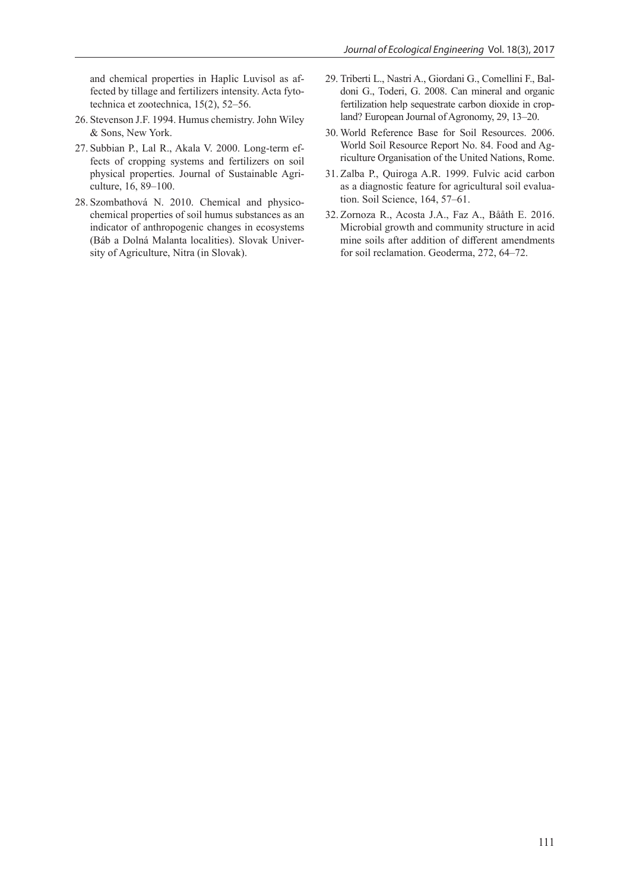and chemical properties in Haplic Luvisol as affected by tillage and fertilizers intensity. Acta fytotechnica et zootechnica, 15(2), 52–56.

26. Stevenson J.F. 1994. Humus chemistry. John Wiley & Sons, New York.
27. Subbian P., Lal R., Akala V. 2000. Long-term effects of cropping systems and fertilizers on soil physical properties. Journal of Sustainable Agriculture, 16, 89–100.
28. Szombathová N. 2010. Chemical and physicochemical properties of soil humus substances as an indicator of anthropogenic changes in ecosystems (Báb a Dolná Malanta localities). Slovak University of Agriculture, Nitra (in Slovak).
29. Triberti L., Nastri A., Giordani G., Comellini F., Baldoni G., Toderi, G. 2008. Can mineral and organic fertilization help sequestrate carbon dioxide in cropland? European Journal of Agronomy, 29, 13–20.
30. World Reference Base for Soil Resources. 2006. World Soil Resource Report No. 84. Food and Agriculture Organisation of the United Nations, Rome.
31. Zalba P., Quiroga A.R. 1999. Fulvic acid carbon as a diagnostic feature for agricultural soil evaluation. Soil Science, 164, 57–61.
32. Zornoza R., Acosta J.A., Faz A., Bååth E. 2016. Microbial growth and community structure in acid mine soils after addition of different amendments for soil reclamation. Geoderma, 272, 64–72.